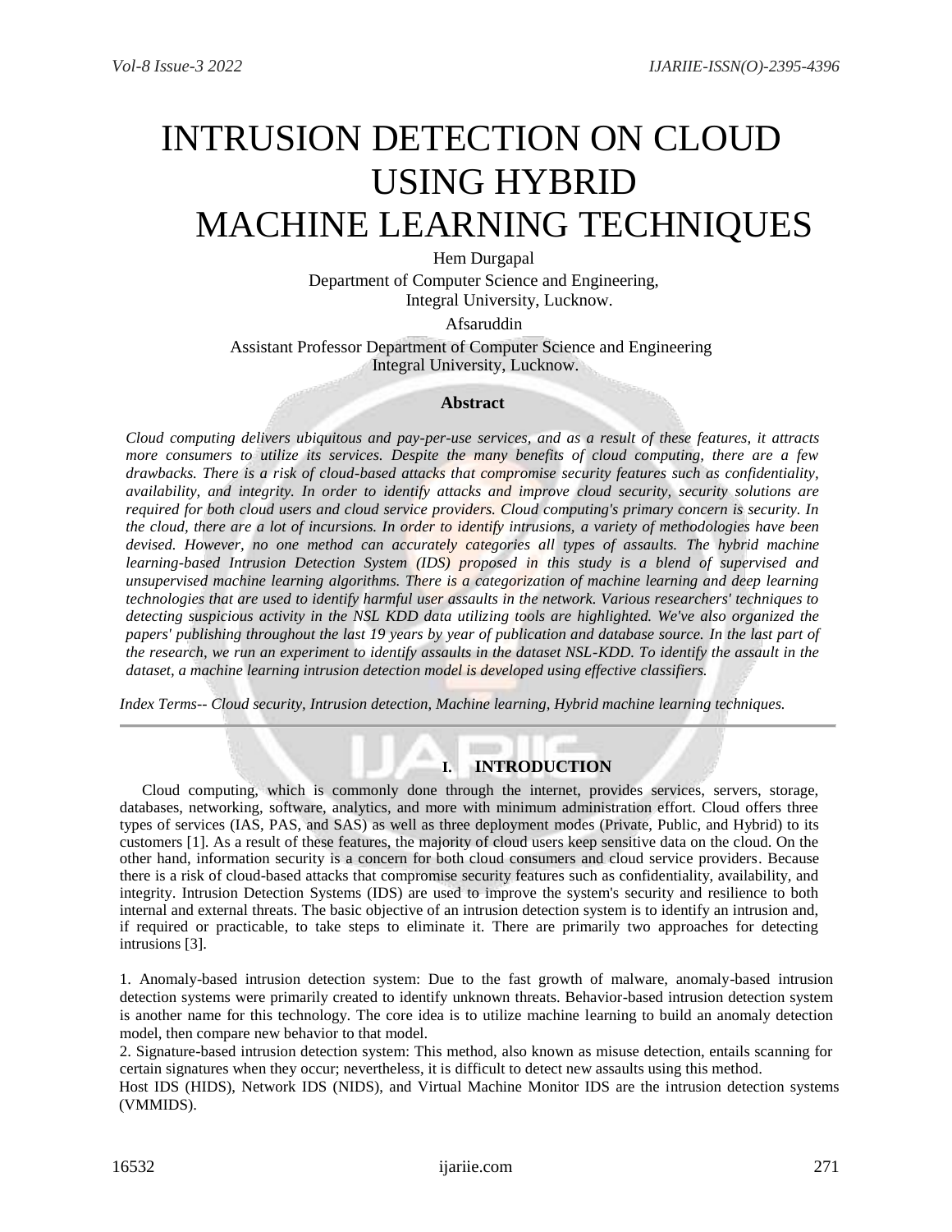// 41ead4d0f674 page 1 of 5
# INTRUSION DETECTION ON CLOUD USING HYBRID MACHINE LEARNING TECHNIQUES

Hem Durgapal

Department of Computer Science and Engineering, Integral University, Lucknow.

Afsaruddin

Assistant Professor Department of Computer Science and Engineering Integral University, Lucknow.

### Abstract

*Cloud computing delivers ubiquitous and pay-per-use services, and as a result of these features, it attracts more consumers to utilize its services. Despite the many benefits of cloud computing, there are a few drawbacks. There is a risk of cloud-based attacks that compromise security features such as confidentiality, availability, and integrity. In order to identify attacks and improve cloud security, security solutions are required for both cloud users and cloud service providers. Cloud computing's primary concern is security. In the cloud, there are a lot of incursions. In order to identify intrusions, a variety of methodologies have been devised. However, no one method can accurately categories all types of assaults. The hybrid machine learning-based Intrusion Detection System (IDS) proposed in this study is a blend of supervised and unsupervised machine learning algorithms. There is a categorization of machine learning and deep learning technologies that are used to identify harmful user assaults in the network. Various researchers' techniques to detecting suspicious activity in the NSL KDD data utilizing tools are highlighted. We've also organized the papers' publishing throughout the last 19 years by year of publication and database source. In the last part of the research, we run an experiment to identify assaults in the dataset NSL-KDD. To identify the assault in the dataset, a machine learning intrusion detection model is developed using effective classifiers.*

*Index Terms-- Cloud security, Intrusion detection, Machine learning, Hybrid machine learning techniques.*

---

## I. INTRODUCTION

Cloud computing, which is commonly done through the internet, provides services, servers, storage, databases, networking, software, analytics, and more with minimum administration effort. Cloud offers three types of services (IAS, PAS, and SAS) as well as three deployment modes (Private, Public, and Hybrid) to its customers [1]. As a result of these features, the majority of cloud users keep sensitive data on the cloud. On the other hand, information security is a concern for both cloud consumers and cloud service providers. Because there is a risk of cloud-based attacks that compromise security features such as confidentiality, availability, and integrity. Intrusion Detection Systems (IDS) are used to improve the system's security and resilience to both internal and external threats. The basic objective of an intrusion detection system is to identify an intrusion and, if required or practicable, to take steps to eliminate it. There are primarily two approaches for detecting intrusions [3].

1. Anomaly-based intrusion detection system: Due to the fast growth of malware, anomaly-based intrusion detection systems were primarily created to identify unknown threats. Behavior-based intrusion detection system is another name for this technology. The core idea is to utilize machine learning to build an anomaly detection model, then compare new behavior to that model.
2. Signature-based intrusion detection system: This method, also known as misuse detection, entails scanning for certain signatures when they occur; nevertheless, it is difficult to detect new assaults using this method.

Host IDS (HIDS), Network IDS (NIDS), and Virtual Machine Monitor IDS are the intrusion detection systems (VMMIDS).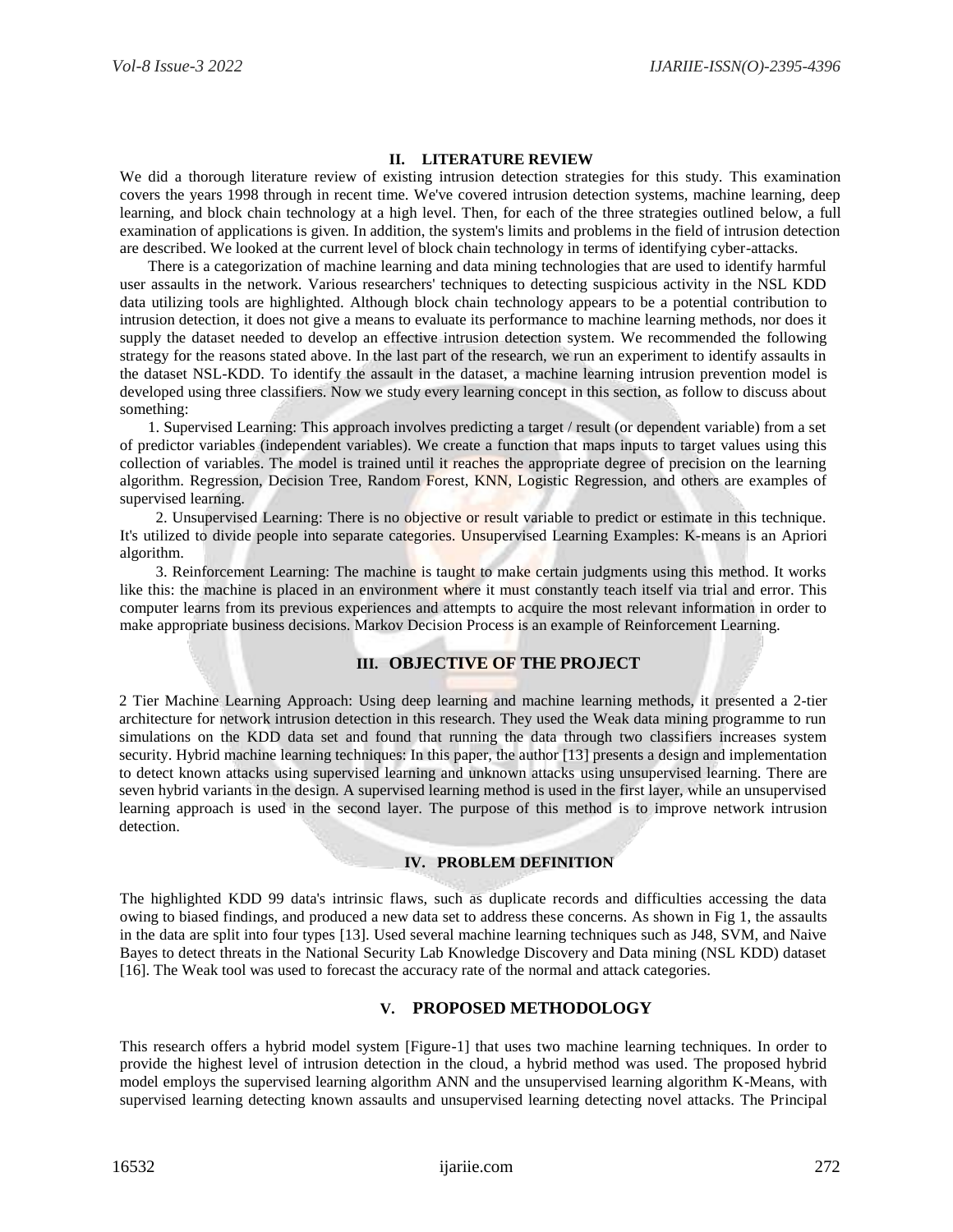## II. LITERATURE REVIEW

We did a thorough literature review of existing intrusion detection strategies for this study. This examination covers the years 1998 through in recent time. We've covered intrusion detection systems, machine learning, deep learning, and block chain technology at a high level. Then, for each of the three strategies outlined below, a full examination of applications is given. In addition, the system's limits and problems in the field of intrusion detection are described. We looked at the current level of block chain technology in terms of identifying cyber-attacks.

There is a categorization of machine learning and data mining technologies that are used to identify harmful user assaults in the network. Various researchers' techniques to detecting suspicious activity in the NSL KDD data utilizing tools are highlighted. Although block chain technology appears to be a potential contribution to intrusion detection, it does not give a means to evaluate its performance to machine learning methods, nor does it supply the dataset needed to develop an effective intrusion detection system. We recommended the following strategy for the reasons stated above. In the last part of the research, we run an experiment to identify assaults in the dataset NSL-KDD. To identify the assault in the dataset, a machine learning intrusion prevention model is developed using three classifiers. Now we study every learning concept in this section, as follow to discuss about something:

1. Supervised Learning: This approach involves predicting a target / result (or dependent variable) from a set of predictor variables (independent variables). We create a function that maps inputs to target values using this collection of variables. The model is trained until it reaches the appropriate degree of precision on the learning algorithm. Regression, Decision Tree, Random Forest, KNN, Logistic Regression, and others are examples of supervised learning.

2. Unsupervised Learning: There is no objective or result variable to predict or estimate in this technique. It's utilized to divide people into separate categories. Unsupervised Learning Examples: K-means is an Apriori algorithm.

3. Reinforcement Learning: The machine is taught to make certain judgments using this method. It works like this: the machine is placed in an environment where it must constantly teach itself via trial and error. This computer learns from its previous experiences and attempts to acquire the most relevant information in order to make appropriate business decisions. Markov Decision Process is an example of Reinforcement Learning.

## III. OBJECTIVE OF THE PROJECT

2 Tier Machine Learning Approach: Using deep learning and machine learning methods, it presented a 2-tier architecture for network intrusion detection in this research. They used the Weak data mining programme to run simulations on the KDD data set and found that running the data through two classifiers increases system security. Hybrid machine learning techniques: In this paper, the author [13] presents a design and implementation to detect known attacks using supervised learning and unknown attacks using unsupervised learning. There are seven hybrid variants in the design. A supervised learning method is used in the first layer, while an unsupervised learning approach is used in the second layer. The purpose of this method is to improve network intrusion detection.

## IV. PROBLEM DEFINITION

The highlighted KDD 99 data's intrinsic flaws, such as duplicate records and difficulties accessing the data owing to biased findings, and produced a new data set to address these concerns. As shown in Fig 1, the assaults in the data are split into four types [13]. Used several machine learning techniques such as J48, SVM, and Naive Bayes to detect threats in the National Security Lab Knowledge Discovery and Data mining (NSL KDD) dataset [16]. The Weak tool was used to forecast the accuracy rate of the normal and attack categories.

## V. PROPOSED METHODOLOGY

This research offers a hybrid model system [Figure-1] that uses two machine learning techniques. In order to provide the highest level of intrusion detection in the cloud, a hybrid method was used. The proposed hybrid model employs the supervised learning algorithm ANN and the unsupervised learning algorithm K-Means, with supervised learning detecting known assaults and unsupervised learning detecting novel attacks. The Principal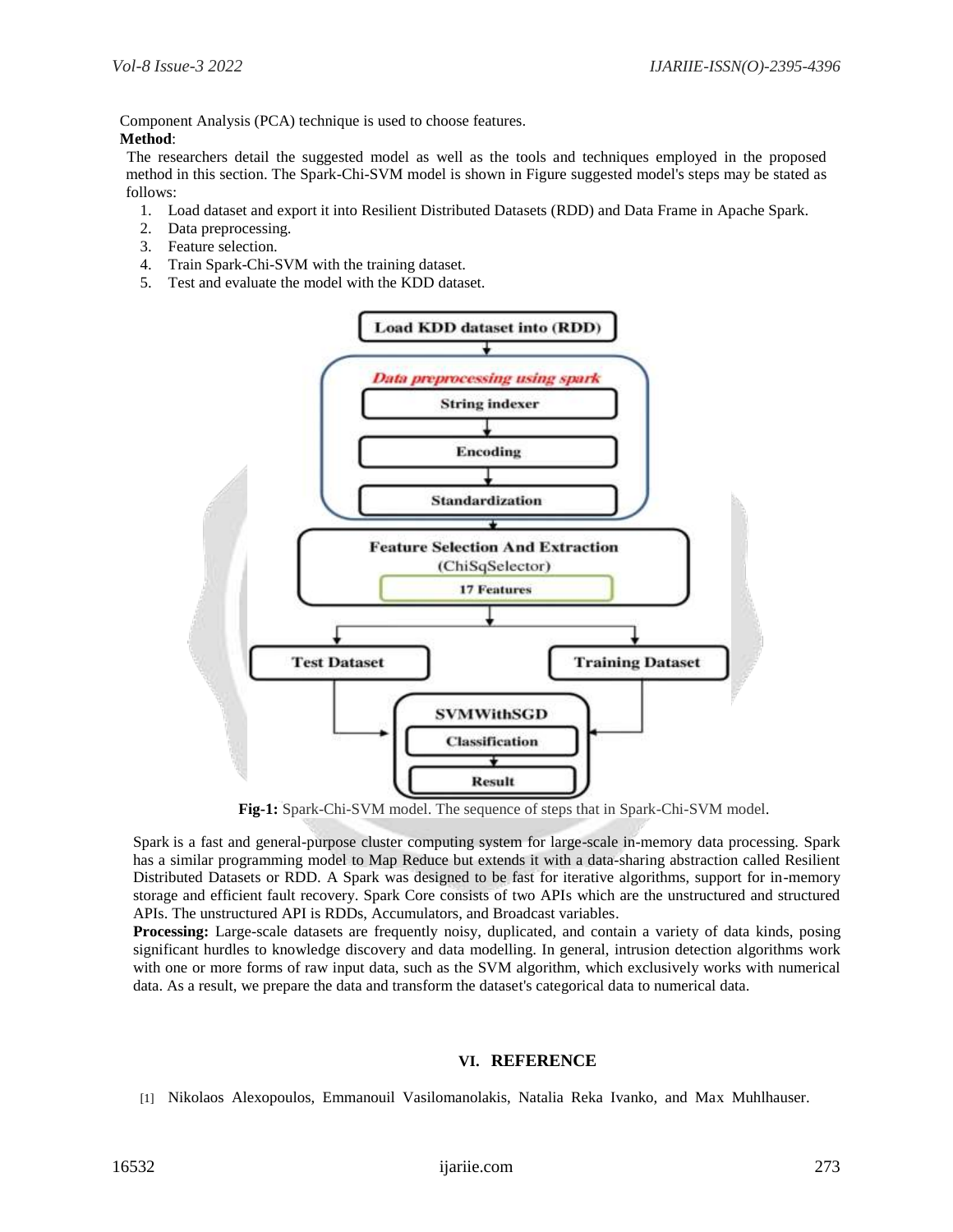Component Analysis (PCA) technique is used to choose features.

**Method**:

The researchers detail the suggested model as well as the tools and techniques employed in the proposed method in this section. The Spark-Chi-SVM model is shown in Figure suggested model's steps may be stated as follows:

1. Load dataset and export it into Resilient Distributed Datasets (RDD) and Data Frame in Apache Spark.
2. Data preprocessing.
3. Feature selection.
4. Train Spark-Chi-SVM with the training dataset.
5. Test and evaluate the model with the KDD dataset.

**Fig-1:** Spark-Chi-SVM model. The sequence of steps that in Spark-Chi-SVM model.

Spark is a fast and general-purpose cluster computing system for large-scale in-memory data processing. Spark has a similar programming model to Map Reduce but extends it with a data-sharing abstraction called Resilient Distributed Datasets or RDD. A Spark was designed to be fast for iterative algorithms, support for in-memory storage and efficient fault recovery. Spark Core consists of two APIs which are the unstructured and structured APIs. The unstructured API is RDDs, Accumulators, and Broadcast variables.

**Processing:** Large-scale datasets are frequently noisy, duplicated, and contain a variety of data kinds, posing significant hurdles to knowledge discovery and data modelling. In general, intrusion detection algorithms work with one or more forms of raw input data, such as the SVM algorithm, which exclusively works with numerical data. As a result, we prepare the data and transform the dataset's categorical data to numerical data.

## VI. REFERENCE

[1] Nikolaos Alexopoulos, Emmanouil Vasilomanolakis, Natalia Reka Ivanko, and Max Muhlhauser.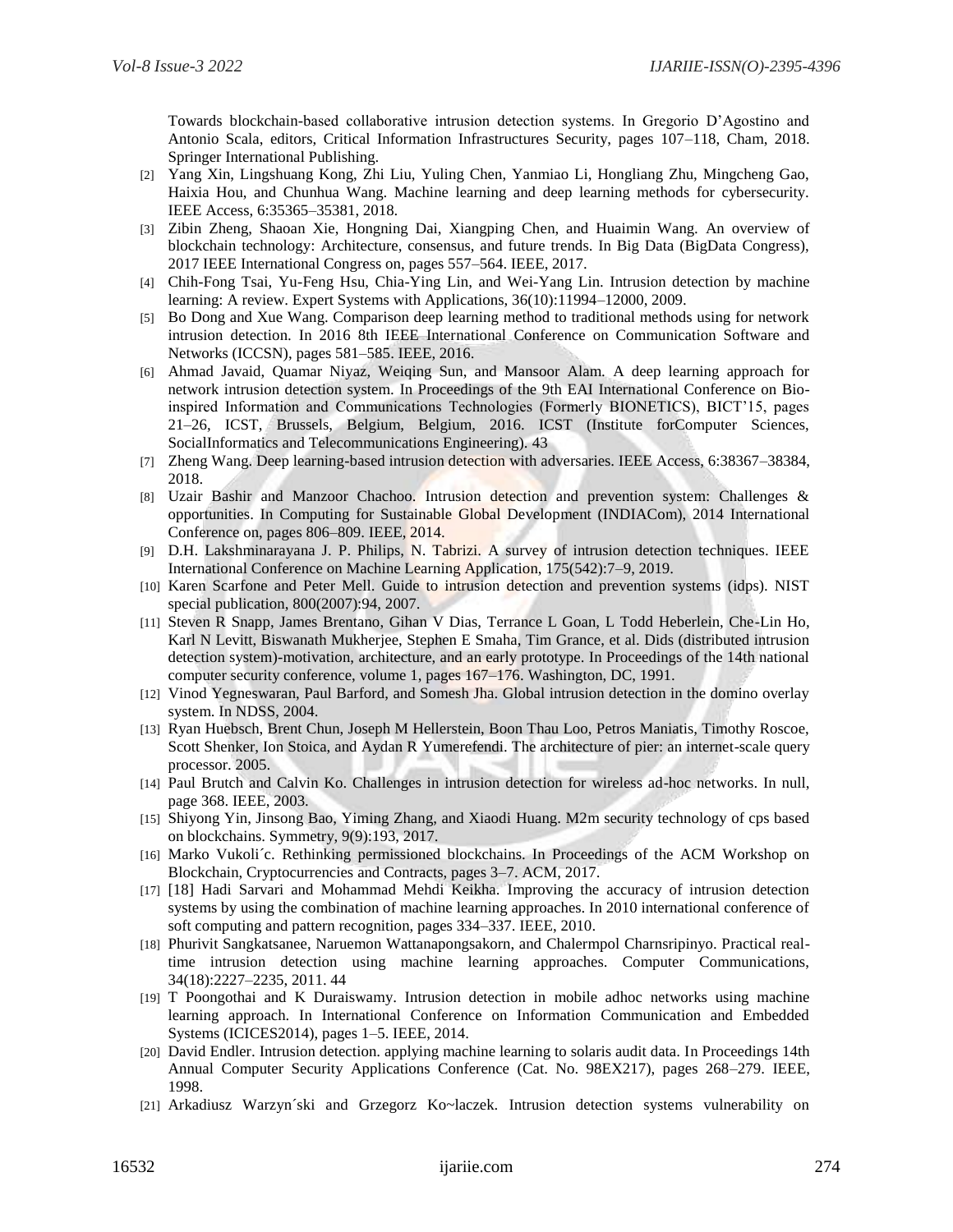Towards blockchain-based collaborative intrusion detection systems. In Gregorio D'Agostino and Antonio Scala, editors, Critical Information Infrastructures Security, pages 107–118, Cham, 2018. Springer International Publishing.

[2] Yang Xin, Lingshuang Kong, Zhi Liu, Yuling Chen, Yanmiao Li, Hongliang Zhu, Mingcheng Gao, Haixia Hou, and Chunhua Wang. Machine learning and deep learning methods for cybersecurity. IEEE Access, 6:35365–35381, 2018.

[3] Zibin Zheng, Shaoan Xie, Hongning Dai, Xiangping Chen, and Huaimin Wang. An overview of blockchain technology: Architecture, consensus, and future trends. In Big Data (BigData Congress), 2017 IEEE International Congress on, pages 557–564. IEEE, 2017.

[4] Chih-Fong Tsai, Yu-Feng Hsu, Chia-Ying Lin, and Wei-Yang Lin. Intrusion detection by machine learning: A review. Expert Systems with Applications, 36(10):11994–12000, 2009.

[5] Bo Dong and Xue Wang. Comparison deep learning method to traditional methods using for network intrusion detection. In 2016 8th IEEE International Conference on Communication Software and Networks (ICCSN), pages 581–585. IEEE, 2016.

[6] Ahmad Javaid, Quamar Niyaz, Weiqing Sun, and Mansoor Alam. A deep learning approach for network intrusion detection system. In Proceedings of the 9th EAI International Conference on Bio-inspired Information and Communications Technologies (Formerly BIONETICS), BICT'15, pages 21–26, ICST, Brussels, Belgium, Belgium, 2016. ICST (Institute forComputer Sciences, SocialInformatics and Telecommunications Engineering). 43

[7] Zheng Wang. Deep learning-based intrusion detection with adversaries. IEEE Access, 6:38367–38384, 2018.

[8] Uzair Bashir and Manzoor Chachoo. Intrusion detection and prevention system: Challenges & opportunities. In Computing for Sustainable Global Development (INDIACom), 2014 International Conference on, pages 806–809. IEEE, 2014.

[9] D.H. Lakshminarayana J. P. Philips, N. Tabrizi. A survey of intrusion detection techniques. IEEE International Conference on Machine Learning Application, 175(542):7–9, 2019.

[10] Karen Scarfone and Peter Mell. Guide to intrusion detection and prevention systems (idps). NIST special publication, 800(2007):94, 2007.

[11] Steven R Snapp, James Brentano, Gihan V Dias, Terrance L Goan, L Todd Heberlein, Che-Lin Ho, Karl N Levitt, Biswanath Mukherjee, Stephen E Smaha, Tim Grance, et al. Dids (distributed intrusion detection system)-motivation, architecture, and an early prototype. In Proceedings of the 14th national computer security conference, volume 1, pages 167–176. Washington, DC, 1991.

[12] Vinod Yegneswaran, Paul Barford, and Somesh Jha. Global intrusion detection in the domino overlay system. In NDSS, 2004.

[13] Ryan Huebsch, Brent Chun, Joseph M Hellerstein, Boon Thau Loo, Petros Maniatis, Timothy Roscoe, Scott Shenker, Ion Stoica, and Aydan R Yumerefendi. The architecture of pier: an internet-scale query processor. 2005.

[14] Paul Brutch and Calvin Ko. Challenges in intrusion detection for wireless ad-hoc networks. In null, page 368. IEEE, 2003.

[15] Shiyong Yin, Jinsong Bao, Yiming Zhang, and Xiaodi Huang. M2m security technology of cps based on blockchains. Symmetry, 9(9):193, 2017.

[16] Marko Vukoli´c. Rethinking permissioned blockchains. In Proceedings of the ACM Workshop on Blockchain, Cryptocurrencies and Contracts, pages 3–7. ACM, 2017.

[17] [18] Hadi Sarvari and Mohammad Mehdi Keikha. Improving the accuracy of intrusion detection systems by using the combination of machine learning approaches. In 2010 international conference of soft computing and pattern recognition, pages 334–337. IEEE, 2010.

[18] Phurivit Sangkatsanee, Naruemon Wattanapongsakorn, and Chalermpol Charnsripinyo. Practical real-time intrusion detection using machine learning approaches. Computer Communications, 34(18):2227–2235, 2011. 44

[19] T Poongothai and K Duraiswamy. Intrusion detection in mobile adhoc networks using machine learning approach. In International Conference on Information Communication and Embedded Systems (ICICES2014), pages 1–5. IEEE, 2014.

[20] David Endler. Intrusion detection. applying machine learning to solaris audit data. In Proceedings 14th Annual Computer Security Applications Conference (Cat. No. 98EX217), pages 268–279. IEEE, 1998.

[21] Arkadiusz Warzyn´ski and Grzegorz Ko~laczek. Intrusion detection systems vulnerability on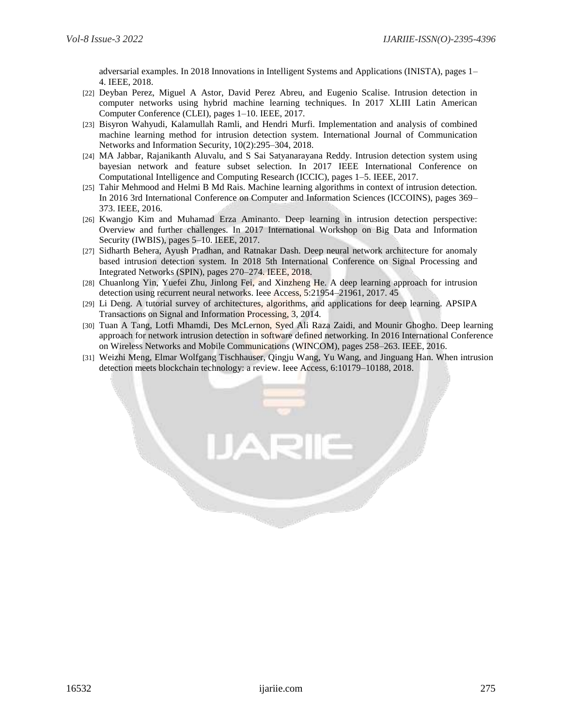adversarial examples. In 2018 Innovations in Intelligent Systems and Applications (INISTA), pages 1–4. IEEE, 2018.

[22] Deyban Perez, Miguel A Astor, David Perez Abreu, and Eugenio Scalise. Intrusion detection in computer networks using hybrid machine learning techniques. In 2017 XLIII Latin American Computer Conference (CLEI), pages 1–10. IEEE, 2017.

[23] Bisyron Wahyudi, Kalamullah Ramli, and Hendri Murfi. Implementation and analysis of combined machine learning method for intrusion detection system. International Journal of Communication Networks and Information Security, 10(2):295–304, 2018.

[24] MA Jabbar, Rajanikanth Aluvalu, and S Sai Satyanarayana Reddy. Intrusion detection system using bayesian network and feature subset selection. In 2017 IEEE International Conference on Computational Intelligence and Computing Research (ICCIC), pages 1–5. IEEE, 2017.

[25] Tahir Mehmood and Helmi B Md Rais. Machine learning algorithms in context of intrusion detection. In 2016 3rd International Conference on Computer and Information Sciences (ICCOINS), pages 369–373. IEEE, 2016.

[26] Kwangjo Kim and Muhamad Erza Aminanto. Deep learning in intrusion detection perspective: Overview and further challenges. In 2017 International Workshop on Big Data and Information Security (IWBIS), pages 5–10. IEEE, 2017.

[27] Sidharth Behera, Ayush Pradhan, and Ratnakar Dash. Deep neural network architecture for anomaly based intrusion detection system. In 2018 5th International Conference on Signal Processing and Integrated Networks (SPIN), pages 270–274. IEEE, 2018.

[28] Chuanlong Yin, Yuefei Zhu, Jinlong Fei, and Xinzheng He. A deep learning approach for intrusion detection using recurrent neural networks. Ieee Access, 5:21954–21961, 2017. 45

[29] Li Deng. A tutorial survey of architectures, algorithms, and applications for deep learning. APSIPA Transactions on Signal and Information Processing, 3, 2014.

[30] Tuan A Tang, Lotfi Mhamdi, Des McLernon, Syed Ali Raza Zaidi, and Mounir Ghogho. Deep learning approach for network intrusion detection in software defined networking. In 2016 International Conference on Wireless Networks and Mobile Communications (WINCOM), pages 258–263. IEEE, 2016.

[31] Weizhi Meng, Elmar Wolfgang Tischhauser, Qingju Wang, Yu Wang, and Jinguang Han. When intrusion detection meets blockchain technology: a review. Ieee Access, 6:10179–10188, 2018.